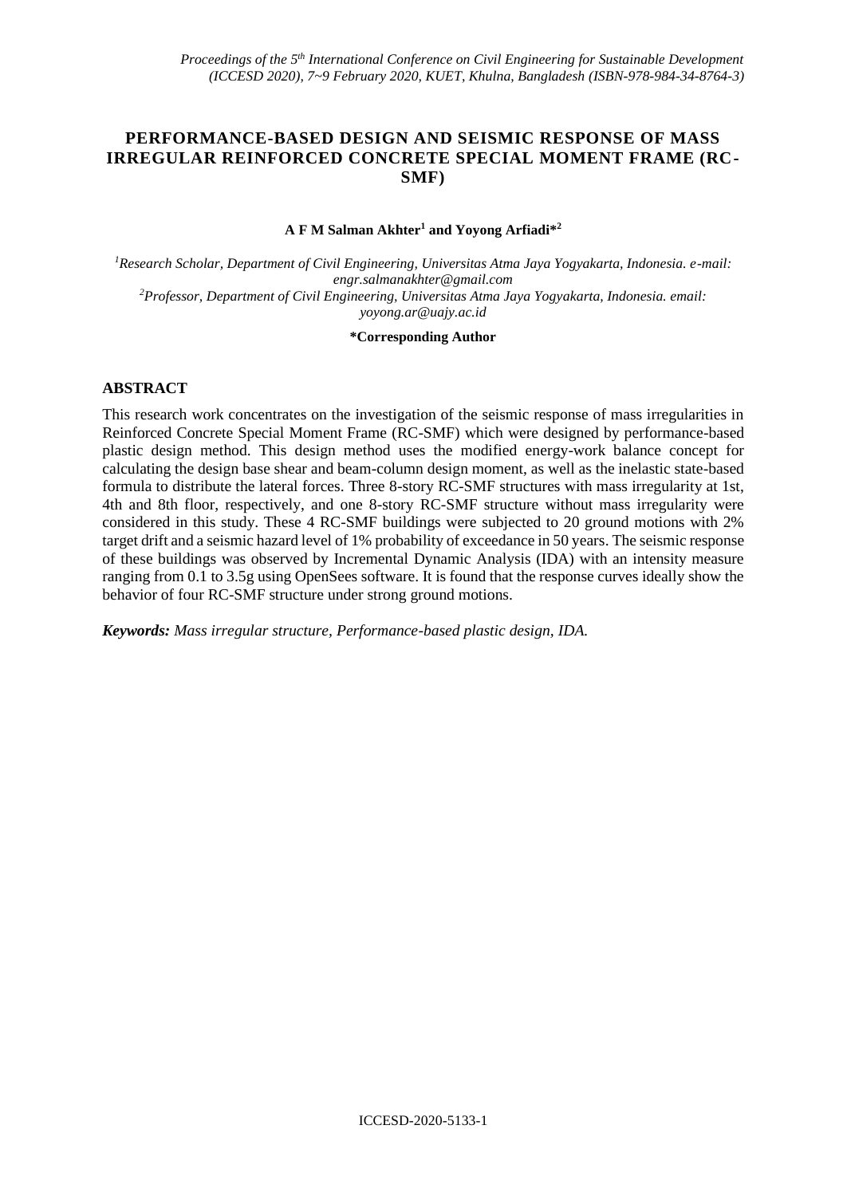# PERFORMANCE-BASED DESIGN AND SEISMIC RESPONSE OF MASS IRREGULAR REINFORCED CONCRETE SPECIAL MOMENT FRAME (RC-SMF)

**A F M Salman Akhter[1] and Yoyong Arfiadi*[2]**

[1]*Research Scholar, Department of Civil Engineering, Universitas Atma Jaya Yogyakarta, Indonesia. e-mail: engr.salmanakhter@gmail.com*

[2]*Professor, Department of Civil Engineering, Universitas Atma Jaya Yogyakarta, Indonesia. email: yoyong.ar@uajy.ac.id*

**\*Corresponding Author**

## ABSTRACT

This research work concentrates on the investigation of the seismic response of mass irregularities in Reinforced Concrete Special Moment Frame (RC-SMF) which were designed by performance-based plastic design method. This design method uses the modified energy-work balance concept for calculating the design base shear and beam-column design moment, as well as the inelastic state-based formula to distribute the lateral forces. Three 8-story RC-SMF structures with mass irregularity at 1st, 4th and 8th floor, respectively, and one 8-story RC-SMF structure without mass irregularity were considered in this study. These 4 RC-SMF buildings were subjected to 20 ground motions with 2% target drift and a seismic hazard level of 1% probability of exceedance in 50 years. The seismic response of these buildings was observed by Incremental Dynamic Analysis (IDA) with an intensity measure ranging from 0.1 to 3.5g using OpenSees software. It is found that the response curves ideally show the behavior of four RC-SMF structure under strong ground motions.

***Keywords:** Mass irregular structure, Performance-based plastic design, IDA.*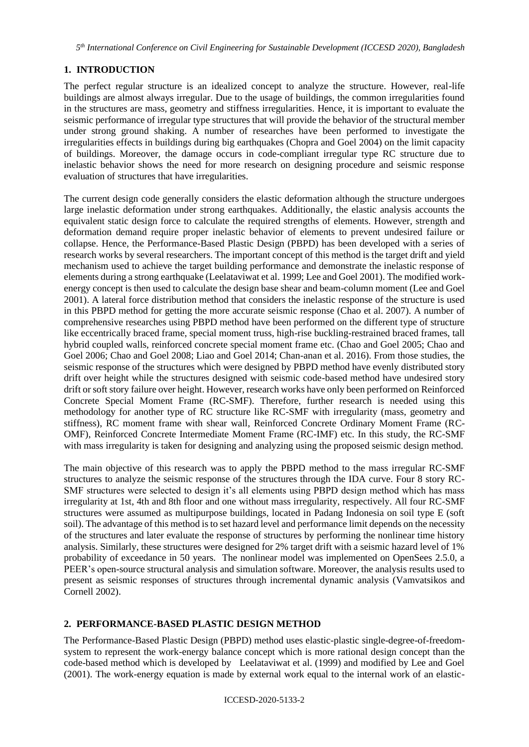## 1. INTRODUCTION

The perfect regular structure is an idealized concept to analyze the structure. However, real-life buildings are almost always irregular. Due to the usage of buildings, the common irregularities found in the structures are mass, geometry and stiffness irregularities. Hence, it is important to evaluate the seismic performance of irregular type structures that will provide the behavior of the structural member under strong ground shaking. A number of researches have been performed to investigate the irregularities effects in buildings during big earthquakes (Chopra and Goel 2004) on the limit capacity of buildings. Moreover, the damage occurs in code-compliant irregular type RC structure due to inelastic behavior shows the need for more research on designing procedure and seismic response evaluation of structures that have irregularities.

The current design code generally considers the elastic deformation although the structure undergoes large inelastic deformation under strong earthquakes. Additionally, the elastic analysis accounts the equivalent static design force to calculate the required strengths of elements. However, strength and deformation demand require proper inelastic behavior of elements to prevent undesired failure or collapse. Hence, the Performance-Based Plastic Design (PBPD) has been developed with a series of research works by several researchers. The important concept of this method is the target drift and yield mechanism used to achieve the target building performance and demonstrate the inelastic response of elements during a strong earthquake (Leelataviwat et al. 1999; Lee and Goel 2001). The modified work-energy concept is then used to calculate the design base shear and beam-column moment (Lee and Goel 2001). A lateral force distribution method that considers the inelastic response of the structure is used in this PBPD method for getting the more accurate seismic response (Chao et al. 2007). A number of comprehensive researches using PBPD method have been performed on the different type of structure like eccentrically braced frame, special moment truss, high-rise buckling-restrained braced frames, tall hybrid coupled walls, reinforced concrete special moment frame etc. (Chao and Goel 2005; Chao and Goel 2006; Chao and Goel 2008; Liao and Goel 2014; Chan-anan et al. 2016). From those studies, the seismic response of the structures which were designed by PBPD method have evenly distributed story drift over height while the structures designed with seismic code-based method have undesired story drift or soft story failure over height. However, research works have only been performed on Reinforced Concrete Special Moment Frame (RC-SMF). Therefore, further research is needed using this methodology for another type of RC structure like RC-SMF with irregularity (mass, geometry and stiffness), RC moment frame with shear wall, Reinforced Concrete Ordinary Moment Frame (RC-OMF), Reinforced Concrete Intermediate Moment Frame (RC-IMF) etc. In this study, the RC-SMF with mass irregularity is taken for designing and analyzing using the proposed seismic design method.

The main objective of this research was to apply the PBPD method to the mass irregular RC-SMF structures to analyze the seismic response of the structures through the IDA curve. Four 8 story RC-SMF structures were selected to design it's all elements using PBPD design method which has mass irregularity at 1st, 4th and 8th floor and one without mass irregularity, respectively. All four RC-SMF structures were assumed as multipurpose buildings, located in Padang Indonesia on soil type E (soft soil). The advantage of this method is to set hazard level and performance limit depends on the necessity of the structures and later evaluate the response of structures by performing the nonlinear time history analysis. Similarly, these structures were designed for 2% target drift with a seismic hazard level of 1% probability of exceedance in 50 years. The nonlinear model was implemented on OpenSees 2.5.0, a PEER's open-source structural analysis and simulation software. Moreover, the analysis results used to present as seismic responses of structures through incremental dynamic analysis (Vamvatsikos and Cornell 2002).

## 2. PERFORMANCE-BASED PLASTIC DESIGN METHOD

The Performance-Based Plastic Design (PBPD) method uses elastic-plastic single-degree-of-freedom-system to represent the work-energy balance concept which is more rational design concept than the code-based method which is developed by Leelataviwat et al. (1999) and modified by Lee and Goel (2001). The work-energy equation is made by external work equal to the internal work of an elastic-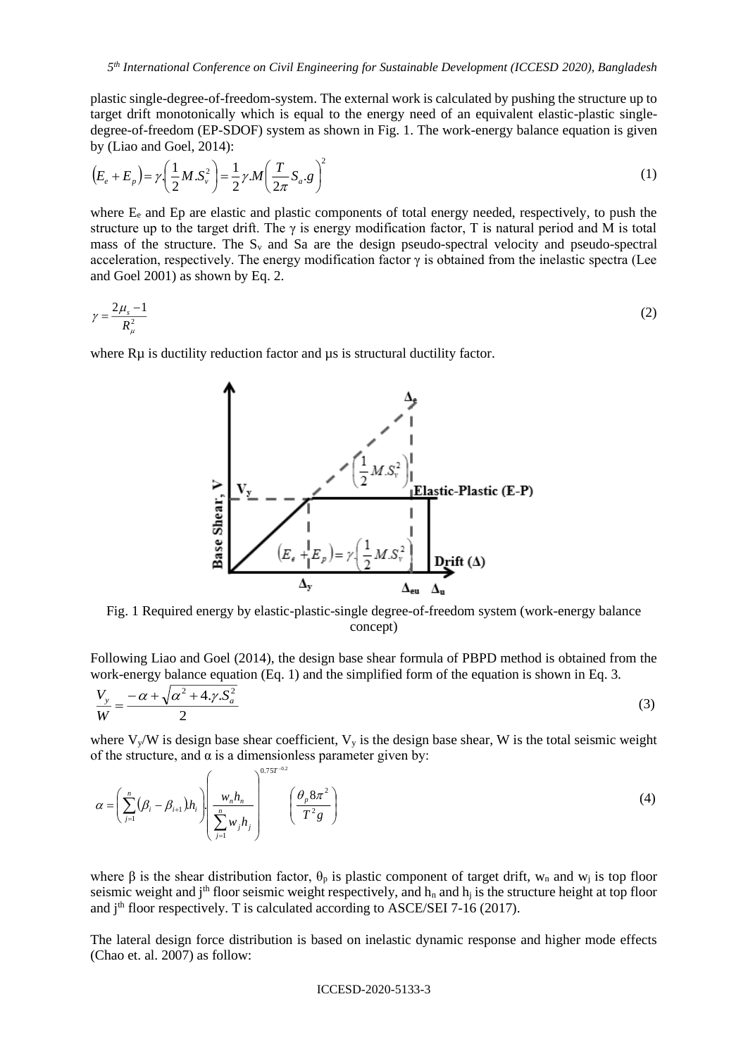plastic single-degree-of-freedom-system. The external work is calculated by pushing the structure up to target drift monotonically which is equal to the energy need of an equivalent elastic-plastic single-degree-of-freedom (EP-SDOF) system as shown in Fig. 1. The work-energy balance equation is given by (Liao and Goel, 2014):

$$\left(E_e + E_p\right) = \gamma.\left(\frac{1}{2}M.S_v^2\right) = \frac{1}{2}\gamma.M\left(\frac{T}{2\pi}S_a.g\right)^2 \tag{1}$$

where $E_e$ and Ep are elastic and plastic components of total energy needed, respectively, to push the structure up to the target drift. The γ is energy modification factor, T is natural period and M is total mass of the structure. The $S_v$ and Sa are the design pseudo-spectral velocity and pseudo-spectral acceleration, respectively. The energy modification factor γ is obtained from the inelastic spectra (Lee and Goel 2001) as shown by Eq. 2.

$$\gamma = \frac{2\mu_s - 1}{R_\mu^2} \tag{2}$$

where Rμ is ductility reduction factor and μs is structural ductility factor.

Fig. 1 Required energy by elastic-plastic-single degree-of-freedom system (work-energy balance concept)

Following Liao and Goel (2014), the design base shear formula of PBPD method is obtained from the work-energy balance equation (Eq. 1) and the simplified form of the equation is shown in Eq. 3.

$$\frac{V_y}{W} = \frac{-\alpha + \sqrt{\alpha^2 + 4.\gamma.S_a^2}}{2} \tag{3}$$

where $V_y/W$ is design base shear coefficient, $V_y$ is the design base shear, W is the total seismic weight of the structure, and α is a dimensionless parameter given by:

$$\alpha = \left(\sum_{j=1}^{n}\left(\beta_i - \beta_{i+1}\right).h_i\right).\left(\frac{w_n h_n}{\sum_{j=1}^{n} w_j h_j}\right)^{0.75T^{-0.2}}\left(\frac{\theta_p 8\pi^2}{T^2 g}\right) \tag{4}$$

where β is the shear distribution factor, $\theta_p$ is plastic component of target drift, $w_n$ and $w_j$ is top floor seismic weight and j[th] floor seismic weight respectively, and $h_n$ and $h_j$ is the structure height at top floor and j[th] floor respectively. T is calculated according to ASCE/SEI 7-16 (2017).

The lateral design force distribution is based on inelastic dynamic response and higher mode effects (Chao et. al. 2007) as follow: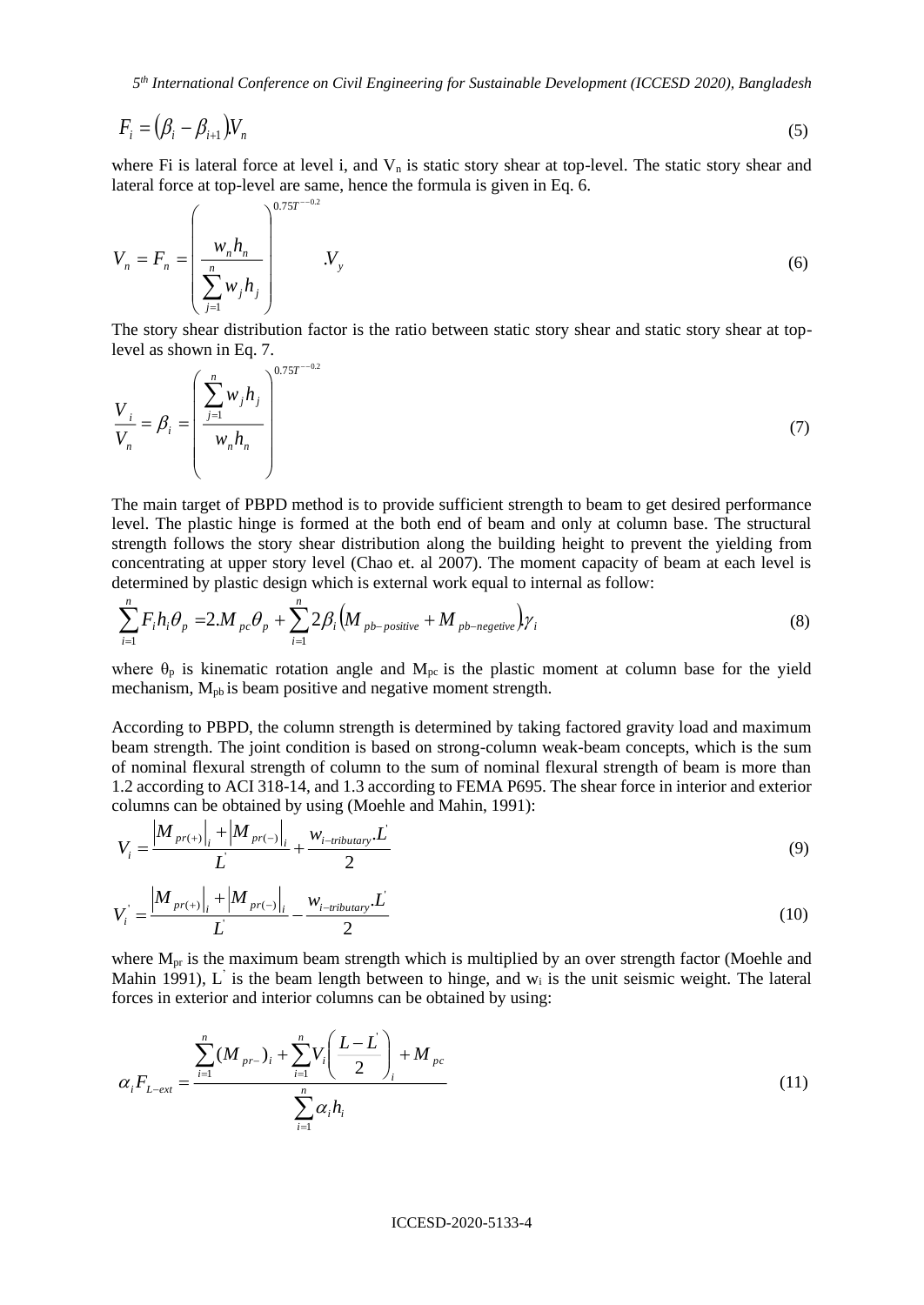$$F_i = \left(\beta_i - \beta_{i+1}\right)V_n \tag{5}$$

where Fi is lateral force at level i, and $V_n$ is static story shear at top-level. The static story shear and lateral force at top-level are same, hence the formula is given in Eq. 6.

$$V_n = F_n = \left(\frac{w_n h_n}{\sum_{j=1}^{n} w_j h_j}\right)^{0.75T^{-0.2}} .V_y \tag{6}$$

The story shear distribution factor is the ratio between static story shear and static story shear at top-level as shown in Eq. 7.

$$\frac{V_i}{V_n} = \beta_i = \left(\frac{\sum_{j=1}^{n} w_j h_j}{w_n h_n}\right)^{0.75T^{-0.2}} \tag{7}$$

The main target of PBPD method is to provide sufficient strength to beam to get desired performance level. The plastic hinge is formed at the both end of beam and only at column base. The structural strength follows the story shear distribution along the building height to prevent the yielding from concentrating at upper story level (Chao et. al 2007). The moment capacity of beam at each level is determined by plastic design which is external work equal to internal as follow:

$$\sum_{i=1}^{n} F_i h_i \theta_p = 2.M_{pc}\theta_p + \sum_{i=1}^{n} 2\beta_i \left(M_{pb-positive} + M_{pb-negetive}\right)\gamma_i \tag{8}$$

where $\theta_p$ is kinematic rotation angle and $M_{pc}$ is the plastic moment at column base for the yield mechanism, $M_{pb}$ is beam positive and negative moment strength.

According to PBPD, the column strength is determined by taking factored gravity load and maximum beam strength. The joint condition is based on strong-column weak-beam concepts, which is the sum of nominal flexural strength of column to the sum of nominal flexural strength of beam is more than 1.2 according to ACI 318-14, and 1.3 according to FEMA P695. The shear force in interior and exterior columns can be obtained by using (Moehle and Mahin, 1991):

$$V_i = \frac{\left|M_{pr(+)}\right|_i + \left|M_{pr(-)}\right|_i}{L'} + \frac{w_{i-tributary}.L'}{2} \tag{9}$$

$$V_i' = \frac{\left|M_{pr(+)}\right|_i + \left|M_{pr(-)}\right|_i}{L'} - \frac{w_{i-tributary}.L'}{2} \tag{10}$$

where $M_{pr}$ is the maximum beam strength which is multiplied by an over strength factor (Moehle and Mahin 1991), $L'$ is the beam length between to hinge, and $w_i$ is the unit seismic weight. The lateral forces in exterior and interior columns can be obtained by using:

$$\alpha_i F_{L-ext} = \frac{\sum_{i=1}^{n} (M_{pr-})_i + \sum_{i=1}^{n} V_i \left(\frac{L-L'}{2}\right)_i + M_{pc}}{\sum_{i=1}^{n} \alpha_i h_i} \tag{11}$$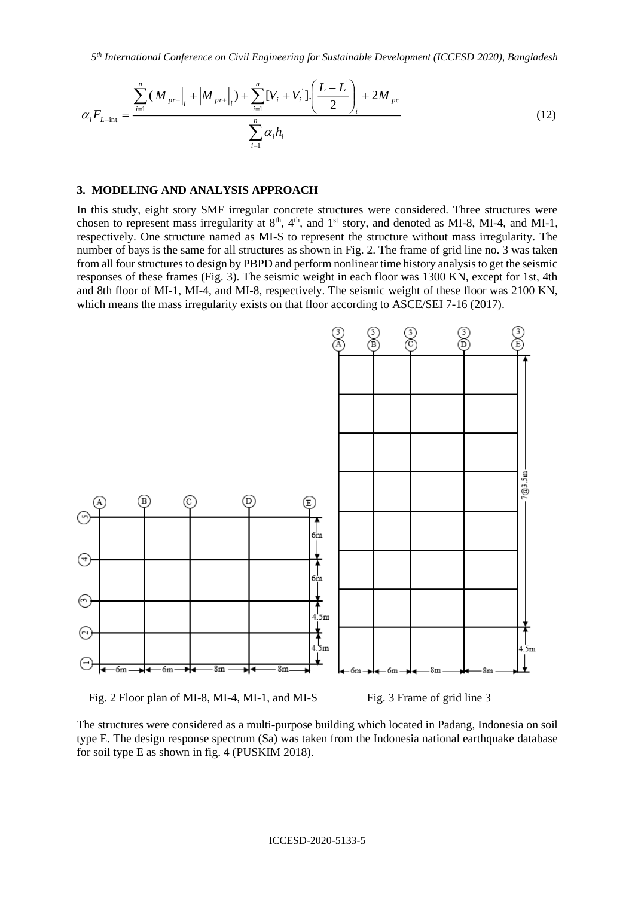$$\alpha_i F_{L-\text{int}} = \frac{\sum_{i=1}^{n}\left(\left|M_{pr-}\right|_i + \left|M_{pr+}\right|_i\right) + \sum_{i=1}^{n}[V_i + V_i^{'}].\left(\frac{L-L^{'}}{2}\right)_i + 2M_{pc}}{\sum_{i=1}^{n}\alpha_i h_i} \tag{12}$$

## 3. MODELING AND ANALYSIS APPROACH

In this study, eight story SMF irregular concrete structures were considered. Three structures were chosen to represent mass irregularity at 8th, 4th, and 1st story, and denoted as MI-8, MI-4, and MI-1, respectively. One structure named as MI-S to represent the structure without mass irregularity. The number of bays is the same for all structures as shown in Fig. 2. The frame of grid line no. 3 was taken from all four structures to design by PBPD and perform nonlinear time history analysis to get the seismic responses of these frames (Fig. 3). The seismic weight in each floor was 1300 KN, except for 1st, 4th and 8th floor of MI-1, MI-4, and MI-8, respectively. The seismic weight of these floor was 2100 KN, which means the mass irregularity exists on that floor according to ASCE/SEI 7-16 (2017).

Fig. 2 Floor plan of MI-8, MI-4, MI-1, and MI-S

Fig. 3 Frame of grid line 3

The structures were considered as a multi-purpose building which located in Padang, Indonesia on soil type E. The design response spectrum (Sa) was taken from the Indonesia national earthquake database for soil type E as shown in fig. 4 (PUSKIM 2018).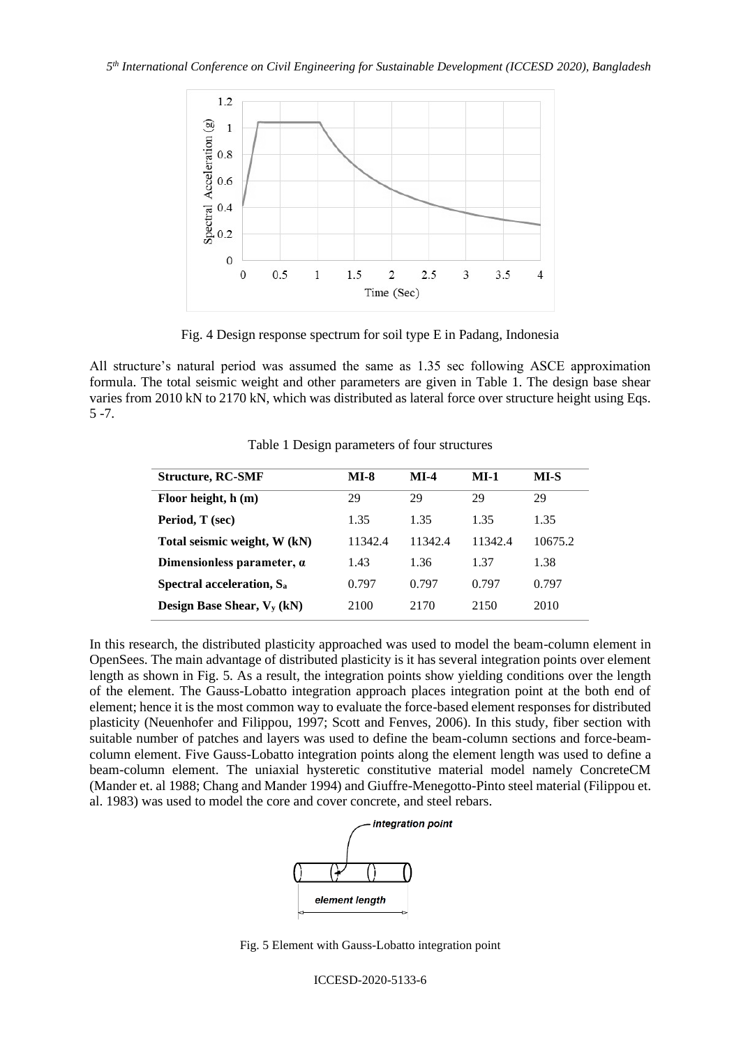Fig. 4 Design response spectrum for soil type E in Padang, Indonesia

All structure's natural period was assumed the same as 1.35 sec following ASCE approximation formula. The total seismic weight and other parameters are given in Table 1. The design base shear varies from 2010 kN to 2170 kN, which was distributed as lateral force over structure height using Eqs. 5 -7.

Table 1 Design parameters of four structures

| Structure, RC-SMF | MI-8 | MI-4 | MI-1 | MI-S |
|---|---|---|---|---|
| **Floor height, h (m)** | 29 | 29 | 29 | 29 |
| **Period, T (sec)** | 1.35 | 1.35 | 1.35 | 1.35 |
| **Total seismic weight, W (kN)** | 11342.4 | 11342.4 | 11342.4 | 10675.2 |
| **Dimensionless parameter, $\alpha$** | 1.43 | 1.36 | 1.37 | 1.38 |
| **Spectral acceleration, $S_a$** | 0.797 | 0.797 | 0.797 | 0.797 |
| **Design Base Shear, $V_y$ (kN)** | 2100 | 2170 | 2150 | 2010 |

In this research, the distributed plasticity approached was used to model the beam-column element in OpenSees. The main advantage of distributed plasticity is it has several integration points over element length as shown in Fig. 5. As a result, the integration points show yielding conditions over the length of the element. The Gauss-Lobatto integration approach places integration point at the both end of element; hence it is the most common way to evaluate the force-based element responses for distributed plasticity (Neuenhofer and Filippou, 1997; Scott and Fenves, 2006). In this study, fiber section with suitable number of patches and layers was used to define the beam-column sections and force-beam-column element. Five Gauss-Lobatto integration points along the element length was used to define a beam-column element. The uniaxial hysteretic constitutive material model namely ConcreteCM (Mander et. al 1988; Chang and Mander 1994) and Giuffre-Menegotto-Pinto steel material (Filippou et. al. 1983) was used to model the core and cover concrete, and steel rebars.

Fig. 5 Element with Gauss-Lobatto integration point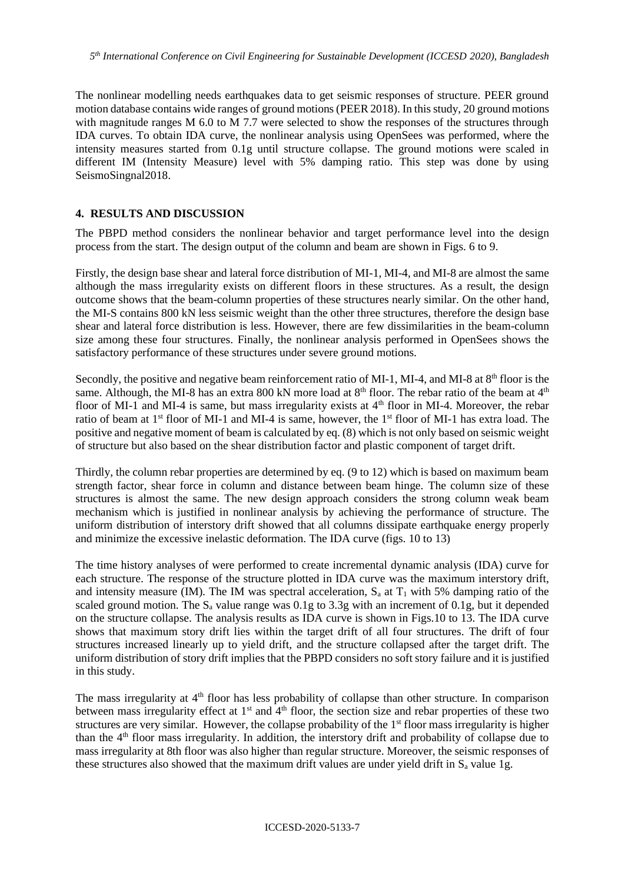The nonlinear modelling needs earthquakes data to get seismic responses of structure. PEER ground motion database contains wide ranges of ground motions (PEER 2018). In this study, 20 ground motions with magnitude ranges M 6.0 to M 7.7 were selected to show the responses of the structures through IDA curves. To obtain IDA curve, the nonlinear analysis using OpenSees was performed, where the intensity measures started from 0.1g until structure collapse. The ground motions were scaled in different IM (Intensity Measure) level with 5% damping ratio. This step was done by using SeismoSingnal2018.

## 4. RESULTS AND DISCUSSION

The PBPD method considers the nonlinear behavior and target performance level into the design process from the start. The design output of the column and beam are shown in Figs. 6 to 9.

Firstly, the design base shear and lateral force distribution of MI-1, MI-4, and MI-8 are almost the same although the mass irregularity exists on different floors in these structures. As a result, the design outcome shows that the beam-column properties of these structures nearly similar. On the other hand, the MI-S contains 800 kN less seismic weight than the other three structures, therefore the design base shear and lateral force distribution is less. However, there are few dissimilarities in the beam-column size among these four structures. Finally, the nonlinear analysis performed in OpenSees shows the satisfactory performance of these structures under severe ground motions.

Secondly, the positive and negative beam reinforcement ratio of MI-1, MI-4, and MI-8 at $8^{th}$ floor is the same. Although, the MI-8 has an extra 800 kN more load at $8^{th}$ floor. The rebar ratio of the beam at $4^{th}$ floor of MI-1 and MI-4 is same, but mass irregularity exists at $4^{th}$ floor in MI-4. Moreover, the rebar ratio of beam at $1^{st}$ floor of MI-1 and MI-4 is same, however, the $1^{st}$ floor of MI-1 has extra load. The positive and negative moment of beam is calculated by eq. (8) which is not only based on seismic weight of structure but also based on the shear distribution factor and plastic component of target drift.

Thirdly, the column rebar properties are determined by eq. (9 to 12) which is based on maximum beam strength factor, shear force in column and distance between beam hinge. The column size of these structures is almost the same. The new design approach considers the strong column weak beam mechanism which is justified in nonlinear analysis by achieving the performance of structure. The uniform distribution of interstory drift showed that all columns dissipate earthquake energy properly and minimize the excessive inelastic deformation. The IDA curve (figs. 10 to 13)

The time history analyses of were performed to create incremental dynamic analysis (IDA) curve for each structure. The response of the structure plotted in IDA curve was the maximum interstory drift, and intensity measure (IM). The IM was spectral acceleration, $S_a$ at $T_1$ with 5% damping ratio of the scaled ground motion. The $S_a$ value range was 0.1g to 3.3g with an increment of 0.1g, but it depended on the structure collapse. The analysis results as IDA curve is shown in Figs.10 to 13. The IDA curve shows that maximum story drift lies within the target drift of all four structures. The drift of four structures increased linearly up to yield drift, and the structure collapsed after the target drift. The uniform distribution of story drift implies that the PBPD considers no soft story failure and it is justified in this study.

The mass irregularity at $4^{th}$ floor has less probability of collapse than other structure. In comparison between mass irregularity effect at $1^{st}$ and $4^{th}$ floor, the section size and rebar properties of these two structures are very similar. However, the collapse probability of the $1^{st}$ floor mass irregularity is higher than the $4^{th}$ floor mass irregularity. In addition, the interstory drift and probability of collapse due to mass irregularity at 8th floor was also higher than regular structure. Moreover, the seismic responses of these structures also showed that the maximum drift values are under yield drift in $S_a$ value 1g.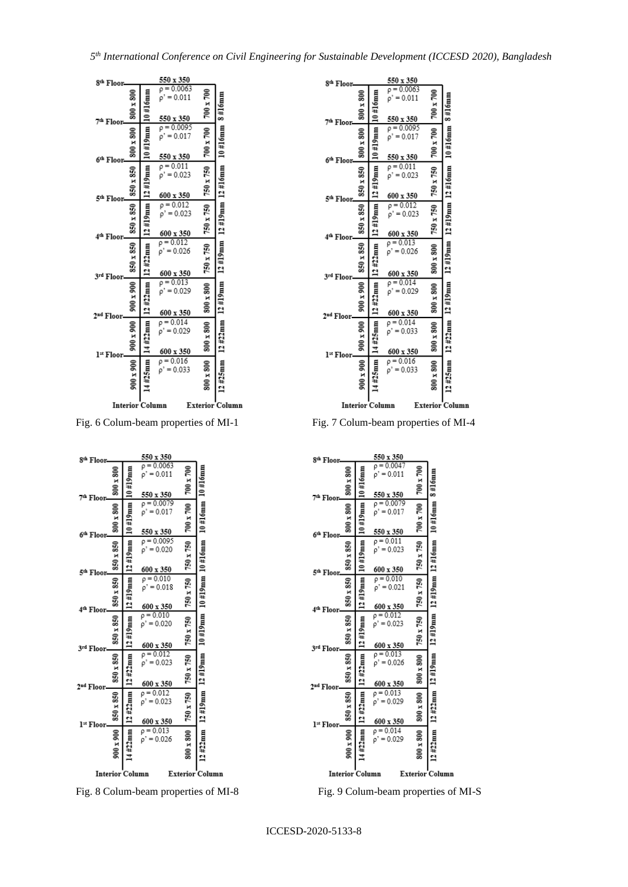| Floor | Beam | $\rho$ | $\rho'$ | Interior Column | Interior Column Rebar | Exterior Column | Exterior Column Rebar |
|---|---|---|---|---|---|---|---|
| 8th Floor | 550 x 350 | 0.0063 | 0.011 | 800 x 800 | 10 #16mm | 700 x 700 | 8 #16mm |
| 7th Floor | 550 x 350 | 0.0095 | 0.017 | 800 x 800 | 10 #19mm | 700 x 700 | 10 #16mm |
| 6th Floor | 550 x 350 | 0.011 | 0.023 | 850 x 850 | 12 #19mm | 750 x 750 | 12 #16mm |
| 5th Floor | 600 x 350 | 0.012 | 0.023 | 850 x 850 | 12 #19mm | 750 x 750 | 12 #19mm |
| 4th Floor | 600 x 350 | 0.012 | 0.026 | 850 x 850 | 12 #22mm | 750 x 750 | 12 #19mm |
| 3rd Floor | 600 x 350 | 0.013 | 0.029 | 900 x 900 | 12 #22mm | 800 x 800 | 12 #19mm |
| 2nd Floor | 600 x 350 | 0.014 | 0.029 | 900 x 900 | 14 #22mm | 800 x 800 | 12 #22mm |
| 1st Floor | 600 x 350 | 0.016 | 0.033 | 900 x 900 | 14 #25mm | 800 x 800 | 12 #25mm |

Fig. 6 Colum-beam properties of MI-1

| Floor | Beam | $\rho$ | $\rho'$ | Interior Column | Interior Column Rebar | Exterior Column | Exterior Column Rebar |
|---|---|---|---|---|---|---|---|
| 8th Floor | 550 x 350 | 0.0063 | 0.011 | 800 x 800 | 10 #16mm | 700 x 700 | 8 #16mm |
| 7th Floor | 550 x 350 | 0.0095 | 0.017 | 800 x 800 | 10 #19mm | 700 x 700 | 10 #16mm |
| 6th Floor | 550 x 350 | 0.011 | 0.023 | 850 x 850 | 12 #19mm | 750 x 750 | 12 #16mm |
| 5th Floor | 600 x 350 | 0.012 | 0.023 | 850 x 850 | 12 #19mm | 750 x 750 | 12 #19mm |
| 4th Floor | 600 x 350 | 0.013 | 0.026 | 850 x 850 | 12 #22mm | 800 x 800 | 12 #19mm |
| 3rd Floor | 600 x 350 | 0.014 | 0.029 | 900 x 900 | 12 #22mm | 800 x 800 | 12 #19mm |
| 2nd Floor | 600 x 350 | 0.014 | 0.033 | 900 x 900 | 14 #25mm | 800 x 800 | 12 #22mm |
| 1st Floor | 600 x 350 | 0.016 | 0.033 | 900 x 900 | 14 #25mm | 800 x 800 | 12 #25mm |

Fig. 7 Colum-beam properties of MI-4

| Floor | Beam | $\rho$ | $\rho'$ | Interior Column | Interior Column Rebar | Exterior Column | Exterior Column Rebar |
|---|---|---|---|---|---|---|---|
| 8th Floor | 550 x 350 | 0.0063 | 0.011 | 800 x 800 | 10 #19mm | 700 x 700 | 10 #16mm |
| 7th Floor | 550 x 350 | 0.0079 | 0.017 | 800 x 800 | 10 #19mm | 700 x 700 | 10 #16mm |
| 6th Floor | 550 x 350 | 0.0095 | 0.020 | 850 x 850 | 12 #19mm | 750 x 750 | 10 #16mm |
| 5th Floor | 600 x 350 | 0.010 | 0.018 | 850 x 850 | 12 #19mm | 750 x 750 | 10 #19mm |
| 4th Floor | 600 x 350 | 0.010 | 0.020 | 850 x 850 | 12 #19mm | 750 x 750 | 10 #19mm |
| 3rd Floor | 600 x 350 | 0.012 | 0.023 | 850 x 850 | 12 #22mm | 750 x 750 | 12 #19mm |
| 2nd Floor | 600 x 350 | 0.012 | 0.023 | 850 x 850 | 12 #22mm | 750 x 750 | 12 #19mm |
| 1st Floor | 600 x 350 | 0.013 | 0.026 | 900 x 900 | 14 #22mm | 800 x 800 | 12 #22mm |

Fig. 8 Colum-beam properties of MI-8

| Floor | Beam | $\rho$ | $\rho'$ | Interior Column | Interior Column Rebar | Exterior Column | Exterior Column Rebar |
|---|---|---|---|---|---|---|---|
| 8th Floor | 550 x 350 | 0.0047 | 0.011 | 800 x 800 | 10 #16mm | 700 x 700 | 8 #16mm |
| 7th Floor | 550 x 350 | 0.0079 | 0.017 | 800 x 800 | 10 #19mm | 700 x 700 | 10 #16mm |
| 6th Floor | 550 x 350 | 0.011 | 0.023 | 850 x 850 | 10 #19mm | 750 x 750 | 12 #16mm |
| 5th Floor | 600 x 350 | 0.010 | 0.021 | 850 x 850 | 12 #19mm | 750 x 750 | 12 #19mm |
| 4th Floor | 600 x 350 | 0.012 | 0.023 | 850 x 850 | 12 #19mm | 750 x 750 | 12 #19mm |
| 3rd Floor | 600 x 350 | 0.013 | 0.026 | 850 x 850 | 12 #22mm | 800 x 800 | 12 #19mm |
| 2nd Floor | 600 x 350 | 0.013 | 0.029 | 850 x 850 | 12 #22mm | 800 x 800 | 12 #22mm |
| 1st Floor | 600 x 350 | 0.014 | 0.029 | 900 x 900 | 14 #22mm | 800 x 800 | 12 #22mm |

Fig. 9 Colum-beam properties of MI-S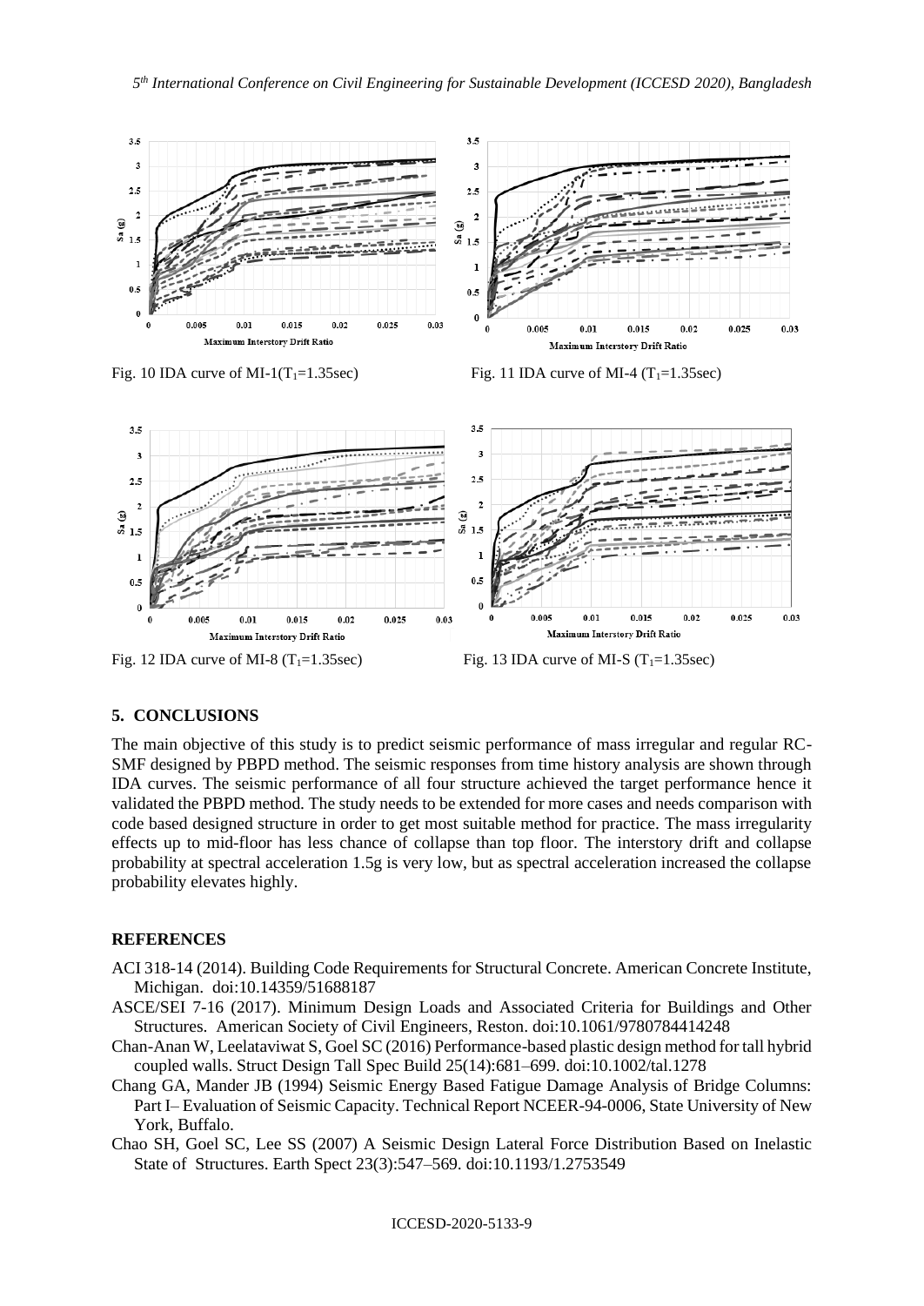Fig. 10 IDA curve of MI-1($T_1$=1.35sec)

Fig. 11 IDA curve of MI-4 ($T_1$=1.35sec)

Fig. 12 IDA curve of MI-8 ($T_1$=1.35sec)

Fig. 13 IDA curve of MI-S ($T_1$=1.35sec)

## 5. CONCLUSIONS

The main objective of this study is to predict seismic performance of mass irregular and regular RC-SMF designed by PBPD method. The seismic responses from time history analysis are shown through IDA curves. The seismic performance of all four structure achieved the target performance hence it validated the PBPD method. The study needs to be extended for more cases and needs comparison with code based designed structure in order to get most suitable method for practice. The mass irregularity effects up to mid-floor has less chance of collapse than top floor. The interstory drift and collapse probability at spectral acceleration 1.5g is very low, but as spectral acceleration increased the collapse probability elevates highly.

## REFERENCES

ACI 318-14 (2014). Building Code Requirements for Structural Concrete. American Concrete Institute, Michigan. doi:10.14359/51688187

ASCE/SEI 7-16 (2017). Minimum Design Loads and Associated Criteria for Buildings and Other Structures. American Society of Civil Engineers, Reston. doi:10.1061/9780784414248

Chan-Anan W, Leelataviwat S, Goel SC (2016) Performance-based plastic design method for tall hybrid coupled walls. Struct Design Tall Spec Build 25(14):681–699. doi:10.1002/tal.1278

Chang GA, Mander JB (1994) Seismic Energy Based Fatigue Damage Analysis of Bridge Columns: Part I– Evaluation of Seismic Capacity. Technical Report NCEER-94-0006, State University of New York, Buffalo.

Chao SH, Goel SC, Lee SS (2007) A Seismic Design Lateral Force Distribution Based on Inelastic State of Structures. Earth Spect 23(3):547–569. doi:10.1193/1.2753549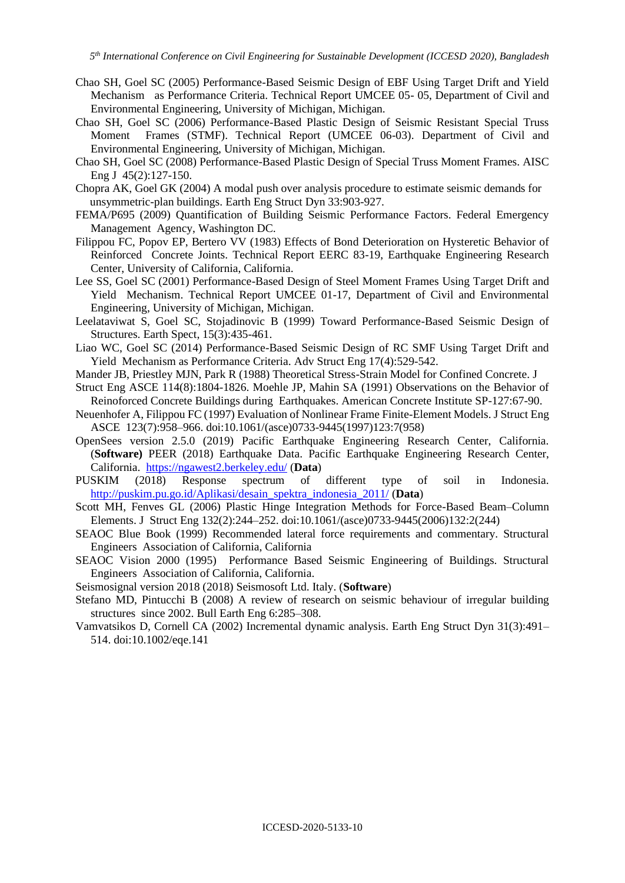Chao SH, Goel SC (2005) Performance-Based Seismic Design of EBF Using Target Drift and Yield Mechanism as Performance Criteria. Technical Report UMCEE 05- 05, Department of Civil and Environmental Engineering, University of Michigan, Michigan.

Chao SH, Goel SC (2006) Performance-Based Plastic Design of Seismic Resistant Special Truss Moment Frames (STMF). Technical Report (UMCEE 06-03). Department of Civil and Environmental Engineering, University of Michigan, Michigan.

Chao SH, Goel SC (2008) Performance-Based Plastic Design of Special Truss Moment Frames. AISC Eng J 45(2):127-150.

Chopra AK, Goel GK (2004) A modal push over analysis procedure to estimate seismic demands for unsymmetric-plan buildings. Earth Eng Struct Dyn 33:903-927.

FEMA/P695 (2009) Quantification of Building Seismic Performance Factors. Federal Emergency Management Agency, Washington DC.

Filippou FC, Popov EP, Bertero VV (1983) Effects of Bond Deterioration on Hysteretic Behavior of Reinforced Concrete Joints. Technical Report EERC 83-19, Earthquake Engineering Research Center, University of California, California.

Lee SS, Goel SC (2001) Performance-Based Design of Steel Moment Frames Using Target Drift and Yield Mechanism. Technical Report UMCEE 01-17, Department of Civil and Environmental Engineering, University of Michigan, Michigan.

Leelataviwat S, Goel SC, Stojadinovic B (1999) Toward Performance-Based Seismic Design of Structures. Earth Spect, 15(3):435-461.

Liao WC, Goel SC (2014) Performance-Based Seismic Design of RC SMF Using Target Drift and Yield Mechanism as Performance Criteria. Adv Struct Eng 17(4):529-542.

Mander JB, Priestley MJN, Park R (1988) Theoretical Stress-Strain Model for Confined Concrete. J Struct Eng ASCE 114(8):1804-1826. Moehle JP, Mahin SA (1991) Observations on the Behavior of Reinoforced Concrete Buildings during Earthquakes. American Concrete Institute SP-127:67-90.

Neuenhofer A, Filippou FC (1997) Evaluation of Nonlinear Frame Finite-Element Models. J Struct Eng ASCE 123(7):958–966. doi:10.1061/(asce)0733-9445(1997)123:7(958)

OpenSees version 2.5.0 (2019) Pacific Earthquake Engineering Research Center, California. (**Software)** PEER (2018) Earthquake Data. Pacific Earthquake Engineering Research Center, California. https://ngawest2.berkeley.edu/ (**Data**)

PUSKIM (2018) Response spectrum of different type of soil in Indonesia. http://puskim.pu.go.id/Aplikasi/desain_spektra_indonesia_2011/ (**Data**)

Scott MH, Fenves GL (2006) Plastic Hinge Integration Methods for Force-Based Beam–Column Elements. J Struct Eng 132(2):244–252. doi:10.1061/(asce)0733-9445(2006)132:2(244)

SEAOC Blue Book (1999) Recommended lateral force requirements and commentary. Structural Engineers Association of California, California

SEAOC Vision 2000 (1995) Performance Based Seismic Engineering of Buildings. Structural Engineers Association of California, California.

Seismosignal version 2018 (2018) Seismosoft Ltd. Italy. (**Software**)

Stefano MD, Pintucchi B (2008) A review of research on seismic behaviour of irregular building structures since 2002. Bull Earth Eng 6:285–308.

Vamvatsikos D, Cornell CA (2002) Incremental dynamic analysis. Earth Eng Struct Dyn 31(3):491–514. doi:10.1002/eqe.141